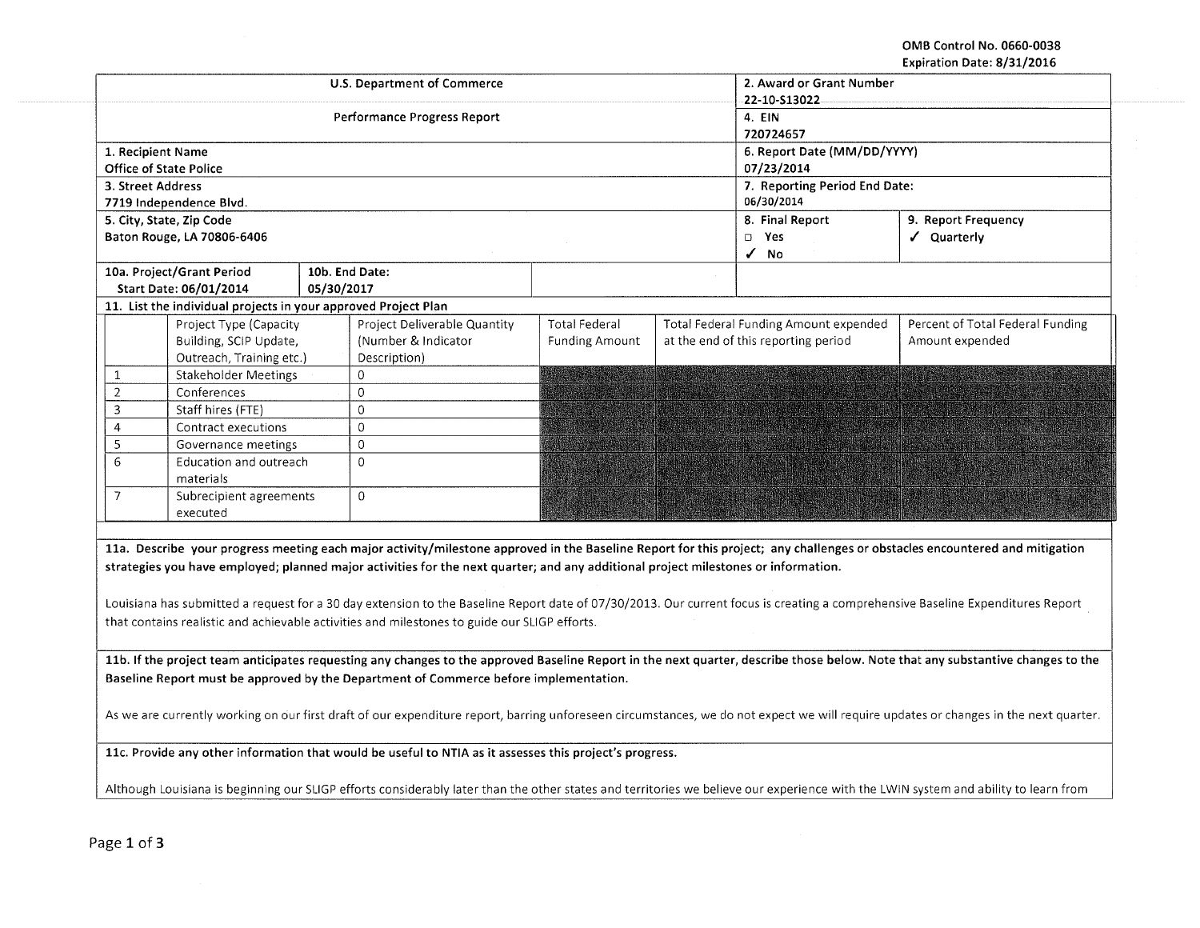OMB Control No. 0660-0038
Expiration Date: 8/31/2016

| U.S. Department of Commerce | 2. Award or Grant Number |
|---|---|
| | 22-10-S13022 |
| Performance Progress Report | 4. EIN |
| | 720724657 |

| 1. Recipient Name | 6. Report Date (MM/DD/YYYY) | |
|---|---|---|
| Office of State Police | 07/23/2014 | |
| 3. Street Address | 7. Reporting Period End Date: | |
| 7719 Independence Blvd. | 06/30/2014 | |
| 5. City, State, Zip Code | 8. Final Report | 9. Report Frequency |
| Baton Rouge, LA 70806-6406 | ☐ Yes ✓ No | ✓ Quarterly |

| 10a. Project/Grant Period Start Date: 06/01/2014 | 10b. End Date: 05/30/2017 |
|---|---|

**11. List the individual projects in your approved Project Plan**

| | Project Type (Capacity Building, SCIP Update, Outreach, Training etc.) | Project Deliverable Quantity (Number & Indicator Description) | Total Federal Funding Amount | Total Federal Funding Amount expended at the end of this reporting period | Percent of Total Federal Funding Amount expended |
|---|---|---|---|---|---|
| 1 | Stakeholder Meetings | 0 | | | |
| 2 | Conferences | 0 | | | |
| 3 | Staff hires (FTE) | 0 | | | |
| 4 | Contract executions | 0 | | | |
| 5 | Governance meetings | 0 | | | |
| 6 | Education and outreach materials | 0 | | | |
| 7 | Subrecipient agreements executed | 0 | | | |

**11a. Describe your progress meeting each major activity/milestone approved in the Baseline Report for this project; any challenges or obstacles encountered and mitigation strategies you have employed; planned major activities for the next quarter; and any additional project milestones or information.**

Louisiana has submitted a request for a 30 day extension to the Baseline Report date of 07/30/2013. Our current focus is creating a comprehensive Baseline Expenditures Report that contains realistic and achievable activities and milestones to guide our SLIGP efforts.

**11b. If the project team anticipates requesting any changes to the approved Baseline Report in the next quarter, describe those below. Note that any substantive changes to the Baseline Report must be approved by the Department of Commerce before implementation.**

As we are currently working on our first draft of our expenditure report, barring unforeseen circumstances, we do not expect we will require updates or changes in the next quarter.

**11c. Provide any other information that would be useful to NTIA as it assesses this project's progress.**

Although Louisiana is beginning our SLIGP efforts considerably later than the other states and territories we believe our experience with the LWIN system and ability to learn from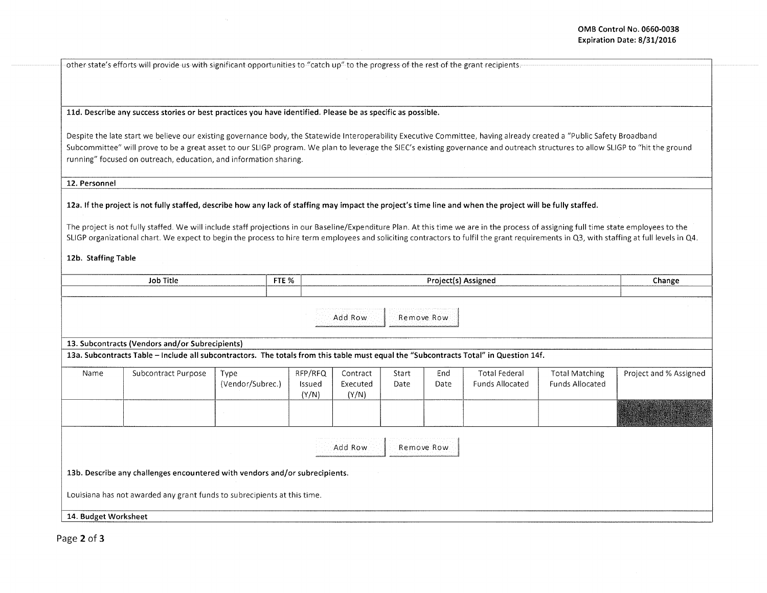other state's efforts will provide us with significant opportunities to "catch up" to the progress of the rest of the grant recipients.

**11d. Describe any success stories or best practices you have identified. Please be as specific as possible.**

Despite the late start we believe our existing governance body, the Statewide Interoperability Executive Committee, having already created a "Public Safety Broadband Subcommittee" will prove to be a great asset to our SLIGP program. We plan to leverage the SIEC's existing governance and outreach structures to allow SLIGP to "hit the ground running" focused on outreach, education, and information sharing.

**12. Personnel**

**12a. If the project is not fully staffed, describe how any lack of staffing may impact the project's time line and when the project will be fully staffed.**

The project is not fully staffed. We will include staff projections in our Baseline/Expenditure Plan. At this time we are in the process of assigning full time state employees to the SLIGP organizational chart. We expect to begin the process to hire term employees and soliciting contractors to fulfil the grant requirements in Q3, with staffing at full levels in Q4.

**12b. Staffing Table**

| Job Title | FTE % | Project(s) Assigned | Change |
|---|---|---|---|
| | | | |

**13. Subcontracts (Vendors and/or Subrecipients)**

**13a. Subcontracts Table – Include all subcontractors. The totals from this table must equal the "Subcontracts Total" in Question 14f.**

| Name | Subcontract Purpose | Type (Vendor/Subrec.) | RFP/RFQ Issued (Y/N) | Contract Executed (Y/N) | Start Date | End Date | Total Federal Funds Allocated | Total Matching Funds Allocated | Project and % Assigned |
|---|---|---|---|---|---|---|---|---|---|
| | | | | | | | | | |

**13b. Describe any challenges encountered with vendors and/or subrecipients.**

Louisiana has not awarded any grant funds to subrecipients at this time.

**14. Budget Worksheet**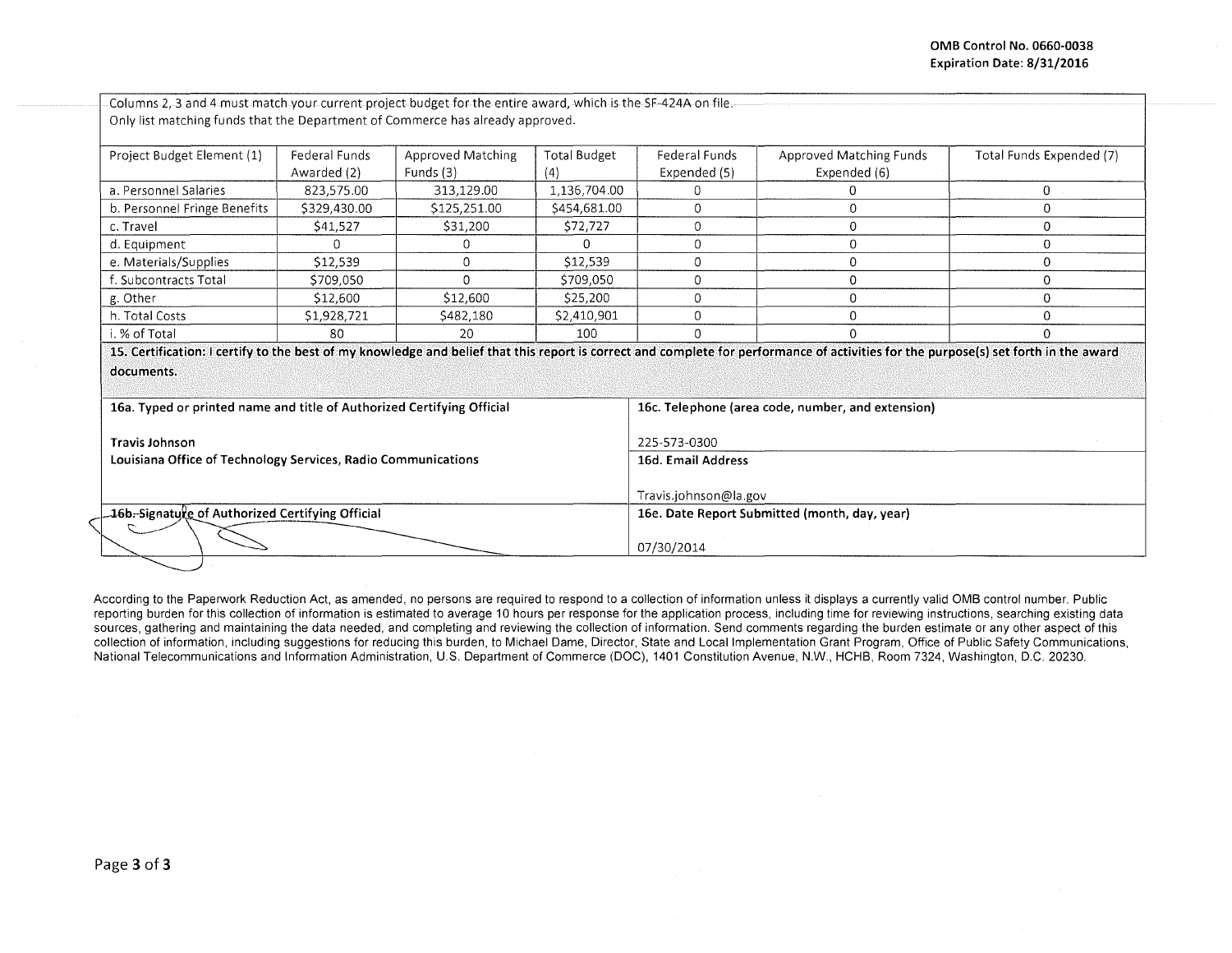Columns 2, 3 and 4 must match your current project budget for the entire award, which is the SF-424A on file.
Only list matching funds that the Department of Commerce has already approved.

| Project Budget Element (1) | Federal Funds Awarded (2) | Approved Matching Funds (3) | Total Budget (4) | Federal Funds Expended (5) | Approved Matching Funds Expended (6) | Total Funds Expended (7) |
|---|---|---|---|---|---|---|
| a. Personnel Salaries | 823,575.00 | 313,129.00 | 1,136,704.00 | 0 | 0 | 0 |
| b. Personnel Fringe Benefits | $329,430.00 | $125,251.00 | $454,681.00 | 0 | 0 | 0 |
| c. Travel | $41,527 | $31,200 | $72,727 | 0 | 0 | 0 |
| d. Equipment | 0 | 0 | 0 | 0 | 0 | 0 |
| e. Materials/Supplies | $12,539 | 0 | $12,539 | 0 | 0 | 0 |
| f. Subcontracts Total | $709,050 | 0 | $709,050 | 0 | 0 | 0 |
| g. Other | $12,600 | $12,600 | $25,200 | 0 | 0 | 0 |
| h. Total Costs | $1,928,721 | $482,180 | $2,410,901 | 0 | 0 | 0 |
| i. % of Total | 80 | 20 | 100 | 0 | 0 | 0 |

**15. Certification: I certify to the best of my knowledge and belief that this report is correct and complete for performance of activities for the purpose(s) set forth in the award documents.**

| | |
|---|---|
| **16a. Typed or printed name and title of Authorized Certifying Official**<br><br>**Travis Johnson**<br>**Louisiana Office of Technology Services, Radio Communications** | **16c. Telephone (area code, number, and extension)**<br><br>225-573-0300 |
| | **16d. Email Address**<br><br>Travis.johnson@la.gov |
| **16b. Signature of Authorized Certifying Official** | **16e. Date Report Submitted (month, day, year)**<br><br>07/30/2014 |

According to the Paperwork Reduction Act, as amended, no persons are required to respond to a collection of information unless it displays a currently valid OMB control number. Public reporting burden for this collection of information is estimated to average 10 hours per response for the application process, including time for reviewing instructions, searching existing data sources, gathering and maintaining the data needed, and completing and reviewing the collection of information. Send comments regarding the burden estimate or any other aspect of this collection of information, including suggestions for reducing this burden, to Michael Dame, Director, State and Local Implementation Grant Program, Office of Public Safety Communications, National Telecommunications and Information Administration, U.S. Department of Commerce (DOC), 1401 Constitution Avenue, N.W., HCHB, Room 7324, Washington, D.C. 20230.